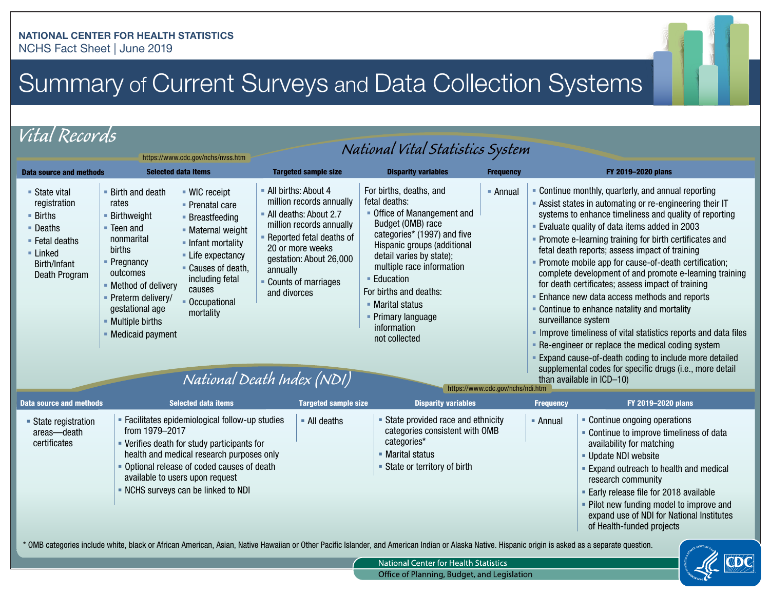NATIONAL CENTER FOR HEALTH STATISTICS

NCHS Fact Sheet | June 2019

# Summary of Current Surveys and Data Collection Systems

## Vital Records

### National Vital Statistics System

https://www.cdc.gov/nchs/nvss.htm

| Data source and methods | Selected data items | | Targeted sample size | Disparity variables | Frequency | FY 2019–2020 plans |
|---|---|---|---|---|---|---|
| - State vital registration<br>- Births<br>- Deaths<br>- Fetal deaths<br>- Linked Birth/Infant Death Program | - Birth and death rates<br>- Birthweight<br>- Teen and nonmarital births<br>- Pregnancy outcomes<br>- Method of delivery<br>- Preterm delivery/ gestational age<br>- Multiple births<br>- Medicaid payment | - WIC receipt<br>- Prenatal care<br>- Breastfeeding<br>- Maternal weight<br>- Infant mortality<br>- Life expectancy<br>- Causes of death, including fetal causes<br>- Occupational mortality | - All births: About 4 million records annually<br>- All deaths: About 2.7 million records annually<br>- Reported fetal deaths of 20 or more weeks gestation: About 26,000 annually<br>- Counts of marriages and divorces | For births, deaths, and fetal deaths:<br>- Office of Manangement and Budget (OMB) race categories* (1997) and five Hispanic groups (additional detail varies by state); multiple race information<br>- Education<br>For births and deaths:<br>- Marital status<br>- Primary language information not collected | - Annual | - Continue monthly, quarterly, and annual reporting<br>- Assist states in automating or re-engineering their IT systems to enhance timeliness and quality of reporting<br>- Evaluate quality of data items added in 2003<br>- Promote e-learning training for birth certificates and fetal death reports; assess impact of training<br>- Promote mobile app for cause-of-death certification; complete development of and promote e-learning training for death certificates; assess impact of training<br>- Enhance new data access methods and reports<br>- Continue to enhance natality and mortality surveillance system<br>- Improve timeliness of vital statistics reports and data files<br>- Re-engineer or replace the medical coding system<br>- Expand cause-of-death coding to include more detailed supplemental codes for specific drugs (i.e., more detail than available in ICD–10) |

### National Death Index (NDI)

https://www.cdc.gov/nchs/ndi.htm

| Data source and methods | Selected data items | Targeted sample size | Disparity variables | Frequency | FY 2019–2020 plans |
|---|---|---|---|---|---|
| - State registration areas—death certificates | - Facilitates epidemiological follow-up studies from 1979–2017<br>- Verifies death for study participants for health and medical research purposes only<br>- Optional release of coded causes of death available to users upon request<br>- NCHS surveys can be linked to NDI | - All deaths | - State provided race and ethnicity categories consistent with OMB categories*<br>- Marital status<br>- State or territory of birth | - Annual | - Continue ongoing operations<br>- Continue to improve timeliness of data availability for matching<br>- Update NDI website<br>- Expand outreach to health and medical research community<br>- Early release file for 2018 available<br>- Pilot new funding model to improve and expand use of NDI for National Institutes of Health-funded projects |

\* OMB categories include white, black or African American, Asian, Native Hawaiian or Other Pacific Islander, and American Indian or Alaska Native. Hispanic origin is asked as a separate question.

National Center for Health Statistics

Office of Planning, Budget, and Legislation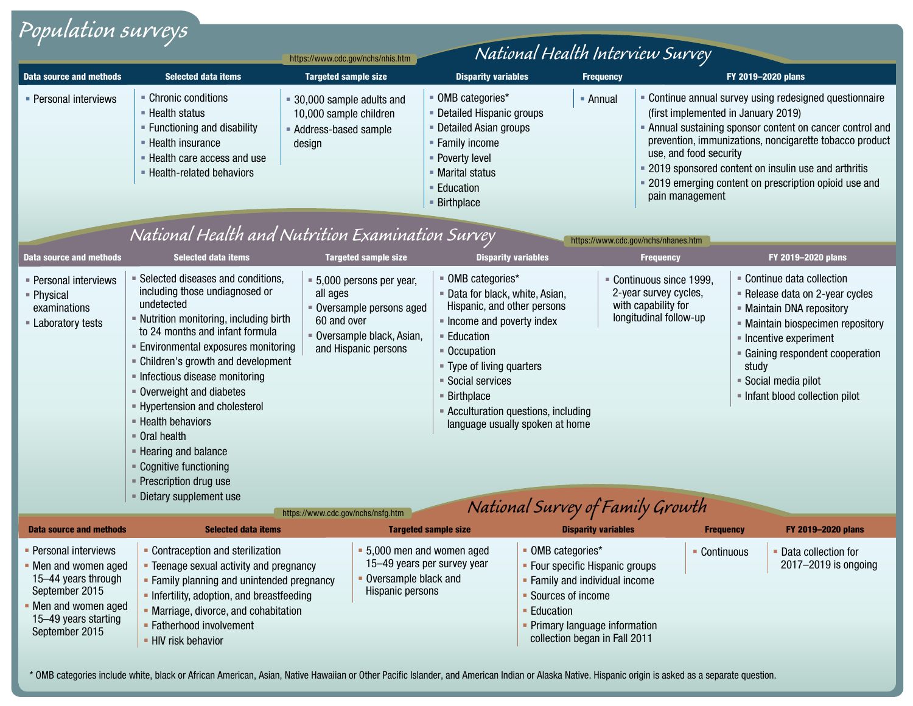# Population surveys

## National Health Interview Survey

https://www.cdc.gov/nchs/nhis.htm

| Data source and methods | Selected data items | Targeted sample size | Disparity variables | Frequency | FY 2019–2020 plans |
|---|---|---|---|---|---|
| • Personal interviews | • Chronic conditions<br>• Health status<br>• Functioning and disability<br>• Health insurance<br>• Health care access and use<br>• Health-related behaviors | • 30,000 sample adults and 10,000 sample children<br>• Address-based sample design | • OMB categories*<br>• Detailed Hispanic groups<br>• Detailed Asian groups<br>• Family income<br>• Poverty level<br>• Marital status<br>• Education<br>• Birthplace | • Annual | • Continue annual survey using redesigned questionnaire (first implemented in January 2019)<br>• Annual sustaining sponsor content on cancer control and prevention, immunizations, noncigarette tobacco product use, and food security<br>• 2019 sponsored content on insulin use and arthritis<br>• 2019 emerging content on prescription opioid use and pain management |

## National Health and Nutrition Examination Survey

https://www.cdc.gov/nchs/nhanes.htm

| Data source and methods | Selected data items | Targeted sample size | Disparity variables | Frequency | FY 2019–2020 plans |
|---|---|---|---|---|---|
| • Personal interviews<br>• Physical examinations<br>• Laboratory tests | • Selected diseases and conditions, including those undiagnosed or undetected<br>• Nutrition monitoring, including birth to 24 months and infant formula<br>• Environmental exposures monitoring<br>• Children's growth and development<br>• Infectious disease monitoring<br>• Overweight and diabetes<br>• Hypertension and cholesterol<br>• Health behaviors<br>• Oral health<br>• Hearing and balance<br>• Cognitive functioning<br>• Prescription drug use<br>• Dietary supplement use | • 5,000 persons per year, all ages<br>• Oversample persons aged 60 and over<br>• Oversample black, Asian, and Hispanic persons | • OMB categories*<br>• Data for black, white, Asian, Hispanic, and other persons<br>• Income and poverty index<br>• Education<br>• Occupation<br>• Type of living quarters<br>• Social services<br>• Birthplace<br>• Acculturation questions, including language usually spoken at home | • Continuous since 1999, 2-year survey cycles, with capability for longitudinal follow-up | • Continue data collection<br>• Release data on 2-year cycles<br>• Maintain DNA repository<br>• Maintain biospecimen repository<br>• Incentive experiment<br>• Gaining respondent cooperation study<br>• Social media pilot<br>• Infant blood collection pilot |

## National Survey of Family Growth

https://www.cdc.gov/nchs/nsfg.htm

| Data source and methods | Selected data items | Targeted sample size | Disparity variables | Frequency | FY 2019–2020 plans |
|---|---|---|---|---|---|
| • Personal interviews<br>• Men and women aged 15–44 years through September 2015<br>• Men and women aged 15–49 years starting September 2015 | • Contraception and sterilization<br>• Teenage sexual activity and pregnancy<br>• Family planning and unintended pregnancy<br>• Infertility, adoption, and breastfeeding<br>• Marriage, divorce, and cohabitation<br>• Fatherhood involvement<br>• HIV risk behavior | • 5,000 men and women aged 15–49 years per survey year<br>• Oversample black and Hispanic persons | • OMB categories*<br>• Four specific Hispanic groups<br>• Family and individual income<br>• Sources of income<br>• Education<br>• Primary language information collection began in Fall 2011 | • Continuous | • Data collection for 2017–2019 is ongoing |

* OMB categories include white, black or African American, Asian, Native Hawaiian or Other Pacific Islander, and American Indian or Alaska Native. Hispanic origin is asked as a separate question.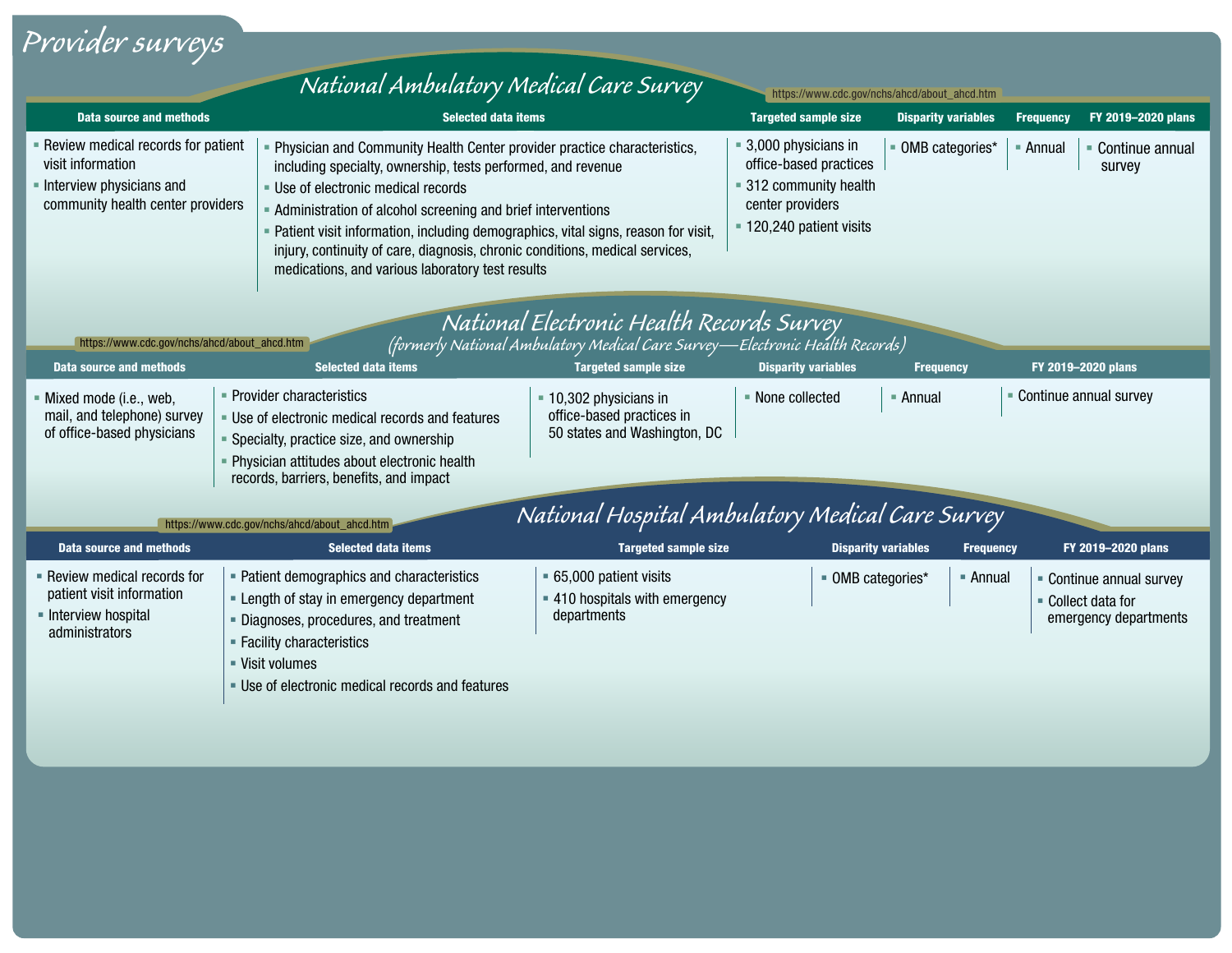# Provider surveys

## National Ambulatory Medical Care Survey

https://www.cdc.gov/nchs/ahcd/about_ahcd.htm

| Data source and methods | Selected data items | Targeted sample size | Disparity variables | Frequency | FY 2019–2020 plans |
|---|---|---|---|---|---|
| ▪ Review medical records for patient visit information<br>▪ Interview physicians and community health center providers | ▪ Physician and Community Health Center provider practice characteristics, including specialty, ownership, tests performed, and revenue<br>▪ Use of electronic medical records<br>▪ Administration of alcohol screening and brief interventions<br>▪ Patient visit information, including demographics, vital signs, reason for visit, injury, continuity of care, diagnosis, chronic conditions, medical services, medications, and various laboratory test results | ▪ 3,000 physicians in office-based practices<br>▪ 312 community health center providers<br>▪ 120,240 patient visits | ▪ OMB categories* | ▪ Annual | ▪ Continue annual survey |

## National Electronic Health Records Survey

*(formerly National Ambulatory Medical Care Survey—Electronic Health Records)*

https://www.cdc.gov/nchs/ahcd/about_ahcd.htm

| Data source and methods | Selected data items | Targeted sample size | Disparity variables | Frequency | FY 2019–2020 plans |
|---|---|---|---|---|---|
| ▪ Mixed mode (i.e., web, mail, and telephone) survey of office-based physicians | ▪ Provider characteristics<br>▪ Use of electronic medical records and features<br>▪ Specialty, practice size, and ownership<br>▪ Physician attitudes about electronic health records, barriers, benefits, and impact | ▪ 10,302 physicians in office-based practices in 50 states and Washington, DC | ▪ None collected | ▪ Annual | ▪ Continue annual survey |

## National Hospital Ambulatory Medical Care Survey

https://www.cdc.gov/nchs/ahcd/about_ahcd.htm

| Data source and methods | Selected data items | Targeted sample size | Disparity variables | Frequency | FY 2019–2020 plans |
|---|---|---|---|---|---|
| ▪ Review medical records for patient visit information<br>▪ Interview hospital administrators | ▪ Patient demographics and characteristics<br>▪ Length of stay in emergency department<br>▪ Diagnoses, procedures, and treatment<br>▪ Facility characteristics<br>▪ Visit volumes<br>▪ Use of electronic medical records and features | ▪ 65,000 patient visits<br>▪ 410 hospitals with emergency departments | ▪ OMB categories* | ▪ Annual | ▪ Continue annual survey<br>▪ Collect data for emergency departments |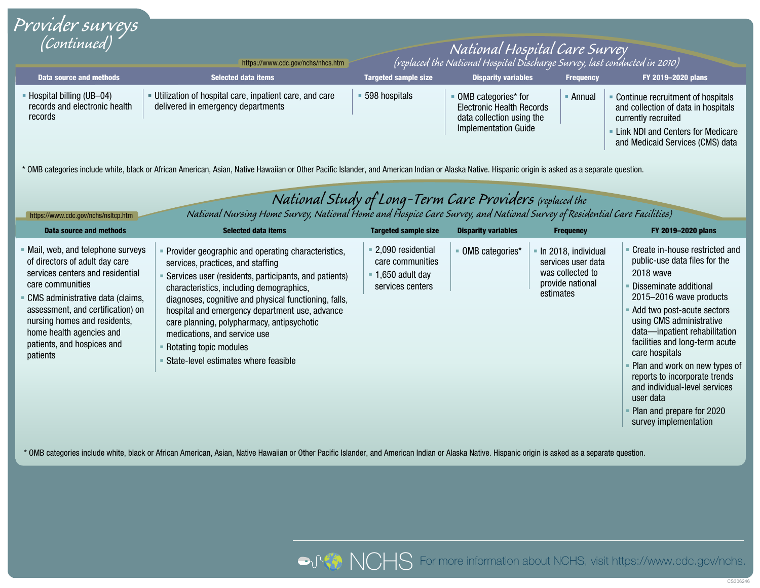# Provider surveys (Continued)

## National Hospital Care Survey

*(replaced the National Hospital Discharge Survey, last conducted in 2010)*

https://www.cdc.gov/nchs/nhcs.htm

| Data source and methods | Selected data items | Targeted sample size | Disparity variables | Frequency | FY 2019–2020 plans |
|---|---|---|---|---|---|
| Hospital billing (UB–04) records and electronic health records | Utilization of hospital care, inpatient care, and care delivered in emergency departments | 598 hospitals | OMB categories* for Electronic Health Records data collection using the Implementation Guide | Annual | Continue recruitment of hospitals and collection of data in hospitals currently recruited<br>Link NDI and Centers for Medicare and Medicaid Services (CMS) data |

\* OMB categories include white, black or African American, Asian, Native Hawaiian or Other Pacific Islander, and American Indian or Alaska Native. Hispanic origin is asked as a separate question.

## National Study of Long-Term Care Providers

*(replaced the National Nursing Home Survey, National Home and Hospice Care Survey, and National Survey of Residential Care Facilities)*

https://www.cdc.gov/nchs/nsltcp.htm

| Data source and methods | Selected data items | Targeted sample size | Disparity variables | Frequency | FY 2019–2020 plans |
|---|---|---|---|---|---|
| Mail, web, and telephone surveys of directors of adult day care services centers and residential care communities<br>CMS administrative data (claims, assessment, and certification) on nursing homes and residents, home health agencies and patients, and hospices and patients | Provider geographic and operating characteristics, services, practices, and staffing<br>Services user (residents, participants, and patients) characteristics, including demographics, diagnoses, cognitive and physical functioning, falls, hospital and emergency department use, advance care planning, polypharmacy, antipsychotic medications, and service use<br>Rotating topic modules<br>State-level estimates where feasible | 2,090 residential care communities<br>1,650 adult day services centers | OMB categories* | In 2018, individual services user data was collected to provide national estimates | Create in-house restricted and public-use data files for the 2018 wave<br>Disseminate additional 2015–2016 wave products<br>Add two post-acute sectors using CMS administrative data—inpatient rehabilitation facilities and long-term acute care hospitals<br>Plan and work on new types of reports to incorporate trends and individual-level services user data<br>Plan and prepare for 2020 survey implementation |

\* OMB categories include white, black or African American, Asian, Native Hawaiian or Other Pacific Islander, and American Indian or Alaska Native. Hispanic origin is asked as a separate question.

NCHS For more information about NCHS, visit https://www.cdc.gov/nchs.

CS306246